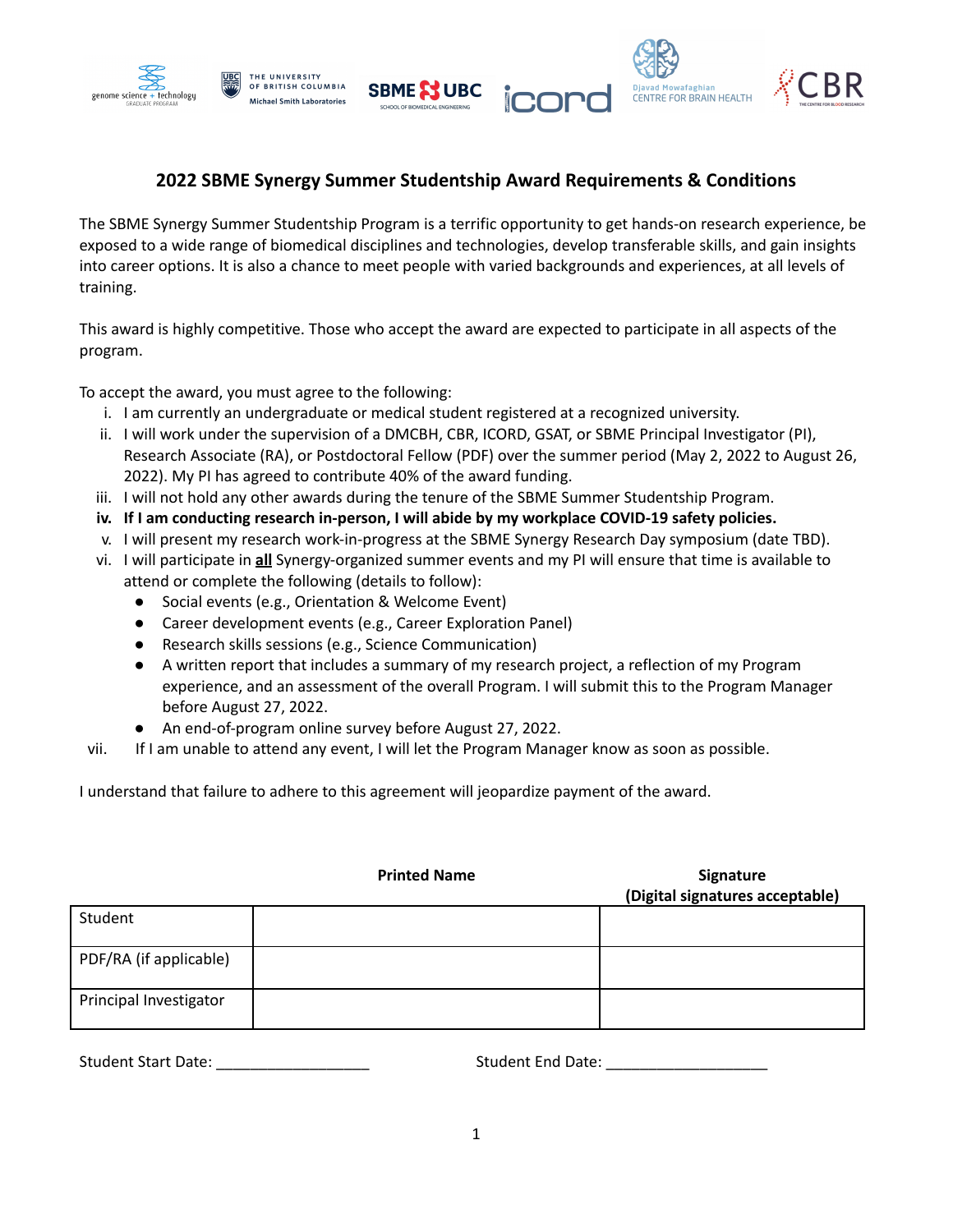## 2022 SBME Synergy Summer Studentship Award Requirements & Conditions

The SBME Synergy Summer Studentship Program is a terrific opportunity to get hands-on research experience, be exposed to a wide range of biomedical disciplines and technologies, develop transferable skills, and gain insights into career options. It is also a chance to meet people with varied backgrounds and experiences, at all levels of training.

This award is highly competitive. Those who accept the award are expected to participate in all aspects of the program.

To accept the award, you must agree to the following:

i. I am currently an undergraduate or medical student registered at a recognized university.
ii. I will work under the supervision of a DMCBH, CBR, ICORD, GSAT, or SBME Principal Investigator (PI), Research Associate (RA), or Postdoctoral Fellow (PDF) over the summer period (May 2, 2022 to August 26, 2022). My PI has agreed to contribute 40% of the award funding.
iii. I will not hold any other awards during the tenure of the SBME Summer Studentship Program.
**iv. If I am conducting research in-person, I will abide by my workplace COVID-19 safety policies.**
v. I will present my research work-in-progress at the SBME Synergy Research Day symposium (date TBD).
vi. I will participate in **all** Synergy-organized summer events and my PI will ensure that time is available to attend or complete the following (details to follow):
   - Social events (e.g., Orientation & Welcome Event)
   - Career development events (e.g., Career Exploration Panel)
   - Research skills sessions (e.g., Science Communication)
   - A written report that includes a summary of my research project, a reflection of my Program experience, and an assessment of the overall Program. I will submit this to the Program Manager before August 27, 2022.
   - An end-of-program online survey before August 27, 2022.

vii. If I am unable to attend any event, I will let the Program Manager know as soon as possible.

I understand that failure to adhere to this agreement will jeopardize payment of the award.

| | **Printed Name** | **Signature (Digital signatures acceptable)** |
|---|---|---|
| Student | | |
| PDF/RA (if applicable) | | |
| Principal Investigator | | |

Student Start Date: __________________ Student End Date: ___________________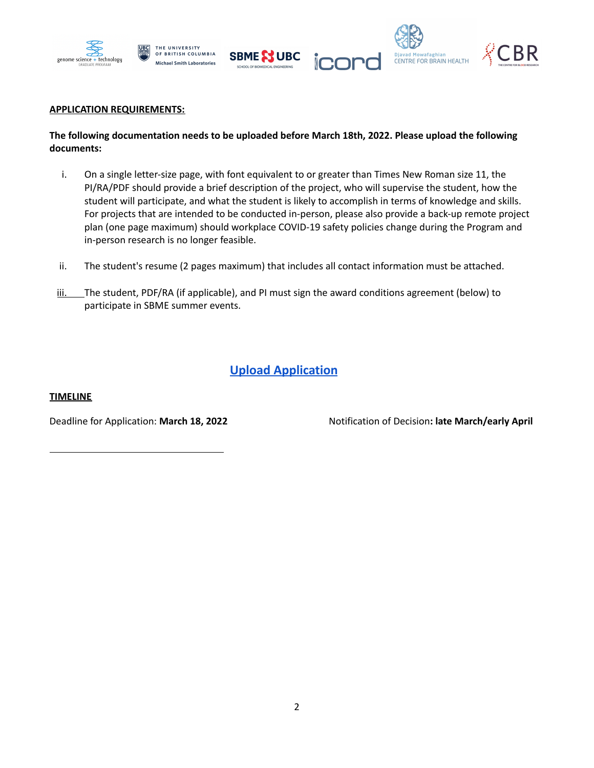**APPLICATION REQUIREMENTS:**

**The following documentation needs to be uploaded before March 18th, 2022. Please upload the following documents:**

i. On a single letter-size page, with font equivalent to or greater than Times New Roman size 11, the PI/RA/PDF should provide a brief description of the project, who will supervise the student, how the student will participate, and what the student is likely to accomplish in terms of knowledge and skills. For projects that are intended to be conducted in-person, please also provide a back-up remote project plan (one page maximum) should workplace COVID-19 safety policies change during the Program and in-person research is no longer feasible.

ii. The student's resume (2 pages maximum) that includes all contact information must be attached.

iii. The student, PDF/RA (if applicable), and PI must sign the award conditions agreement (below) to participate in SBME summer events.

## Upload Application

**TIMELINE**

Deadline for Application: **March 18, 2022**

Notification of Decision**: late March/early April**